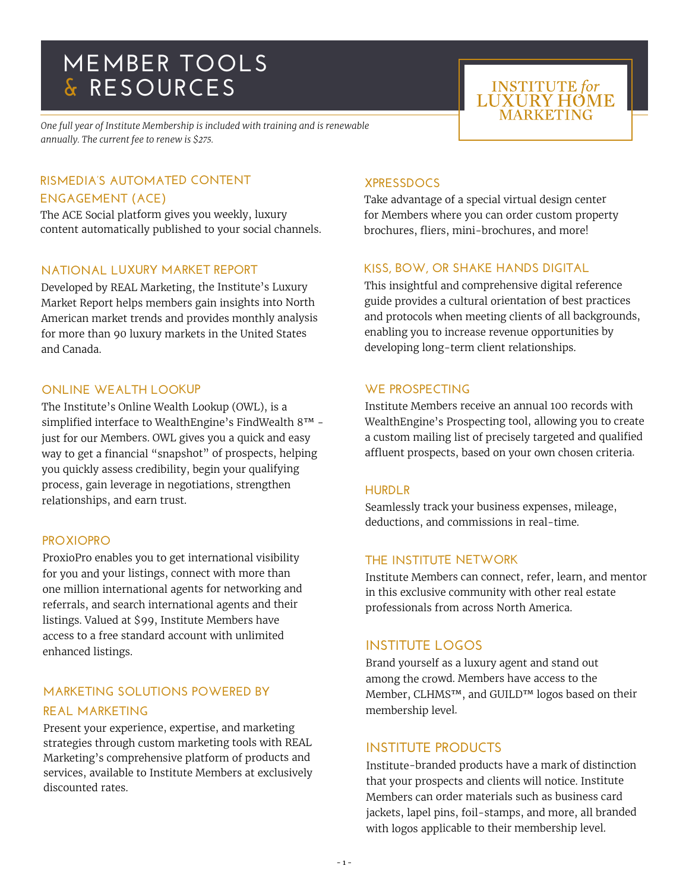# MEMBER TOOLS & RESOURCES

INSTITUTE *for* LUXURY HOME MARKETING

*One full year of Institute Membership is included with training and is renewable annually. The current fee to renew is $275.*

## RISMEDIA'S AUTOMATED CONTENT ENGAGEMENT (ACE)

The ACE Social platform gives you weekly, luxury content automatically published to your social channels.

## NATIONAL LUXURY MARKET REPORT

Developed by REAL Marketing, the Institute's Luxury Market Report helps members gain insights into North American market trends and provides monthly analysis for more than 90 luxury markets in the United States and Canada.

## ONLINE WEALTH LOOKUP

The Institute's Online Wealth Lookup (OWL), is a simplified interface to WealthEngine's FindWealth 8™ - just for our Members. OWL gives you a quick and easy way to get a financial "snapshot" of prospects, helping you quickly assess credibility, begin your qualifying process, gain leverage in negotiations, strengthen relationships, and earn trust.

## PROXIOPRO

ProxioPro enables you to get international visibility for you and your listings, connect with more than one million international agents for networking and referrals, and search international agents and their listings. Valued at $99, Institute Members have access to a free standard account with unlimited enhanced listings.

## MARKETING SOLUTIONS POWERED BY REAL MARKETING

Present your experience, expertise, and marketing strategies through custom marketing tools with REAL Marketing's comprehensive platform of products and services, available to Institute Members at exclusively discounted rates.

## XPRESSDOCS

Take advantage of a special virtual design center for Members where you can order custom property brochures, fliers, mini-brochures, and more!

## KISS, BOW, OR SHAKE HANDS DIGITAL

This insightful and comprehensive digital reference guide provides a cultural orientation of best practices and protocols when meeting clients of all backgrounds, enabling you to increase revenue opportunities by developing long-term client relationships.

## WE PROSPECTING

Institute Members receive an annual 100 records with WealthEngine's Prospecting tool, allowing you to create a custom mailing list of precisely targeted and qualified affluent prospects, based on your own chosen criteria.

## HURDLR

Seamlessly track your business expenses, mileage, deductions, and commissions in real-time.

## THE INSTITUTE NETWORK

Institute Members can connect, refer, learn, and mentor in this exclusive community with other real estate professionals from across North America.

## INSTITUTE LOGOS

Brand yourself as a luxury agent and stand out among the crowd. Members have access to the Member, CLHMS™, and GUILD™ logos based on their membership level.

## INSTITUTE PRODUCTS

Institute-branded products have a mark of distinction that your prospects and clients will notice. Institute Members can order materials such as business card jackets, lapel pins, foil-stamps, and more, all branded with logos applicable to their membership level.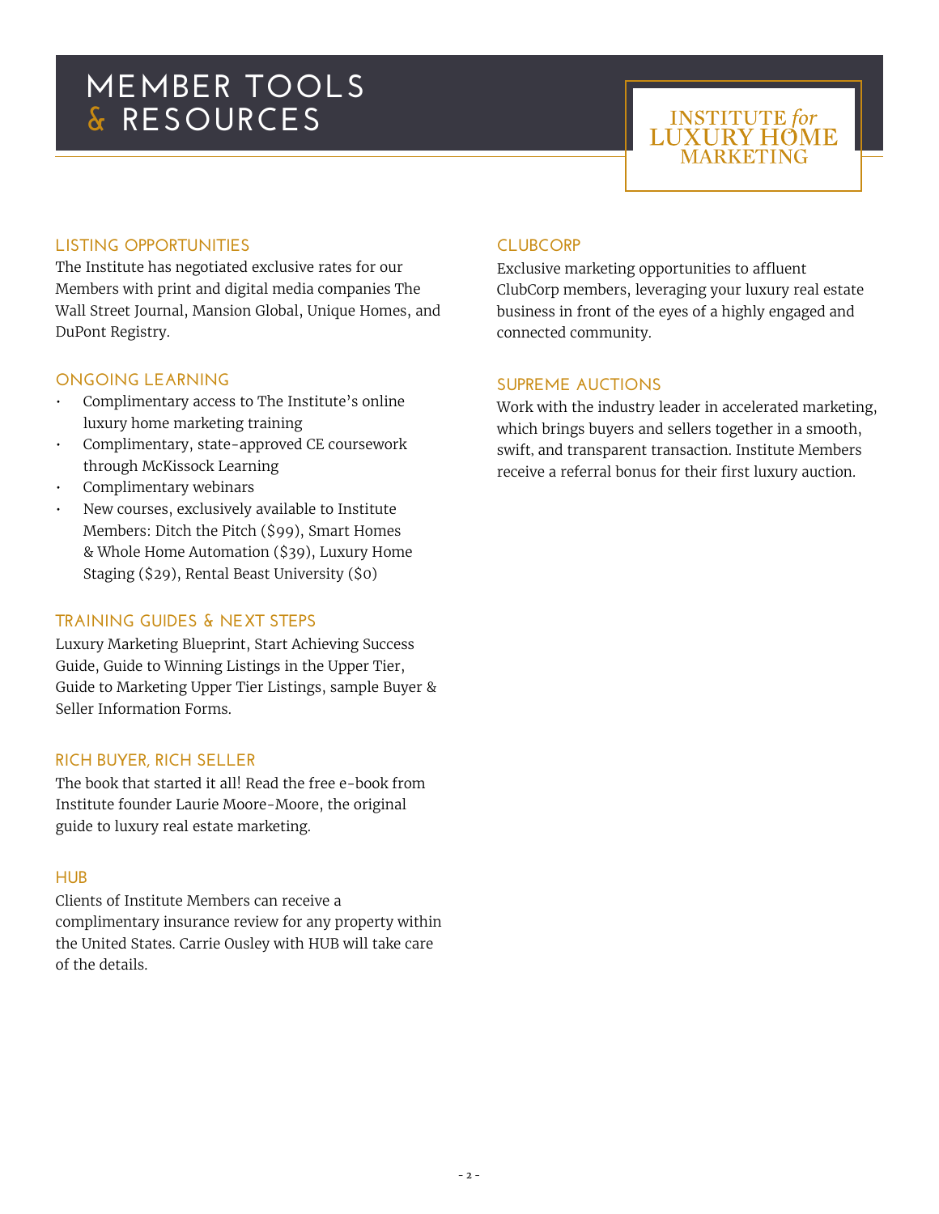# MEMBER TOOLS & RESOURCES

INSTITUTE *for* LUXURY HOME MARKETING

## LISTING OPPORTUNITIES

The Institute has negotiated exclusive rates for our Members with print and digital media companies The Wall Street Journal, Mansion Global, Unique Homes, and DuPont Registry.

## ONGOING LEARNING

- Complimentary access to The Institute's online luxury home marketing training
- Complimentary, state-approved CE coursework through McKissock Learning
- Complimentary webinars
- New courses, exclusively available to Institute Members: Ditch the Pitch ($99), Smart Homes & Whole Home Automation ($39), Luxury Home Staging ($29), Rental Beast University ($0)

## TRAINING GUIDES & NEXT STEPS

Luxury Marketing Blueprint, Start Achieving Success Guide, Guide to Winning Listings in the Upper Tier, Guide to Marketing Upper Tier Listings, sample Buyer & Seller Information Forms.

## RICH BUYER, RICH SELLER

The book that started it all! Read the free e-book from Institute founder Laurie Moore-Moore, the original guide to luxury real estate marketing.

## HUB

Clients of Institute Members can receive a complimentary insurance review for any property within the United States. Carrie Ousley with HUB will take care of the details.

## CLUBCORP

Exclusive marketing opportunities to affluent ClubCorp members, leveraging your luxury real estate business in front of the eyes of a highly engaged and connected community.

## SUPREME AUCTIONS

Work with the industry leader in accelerated marketing, which brings buyers and sellers together in a smooth, swift, and transparent transaction. Institute Members receive a referral bonus for their first luxury auction.